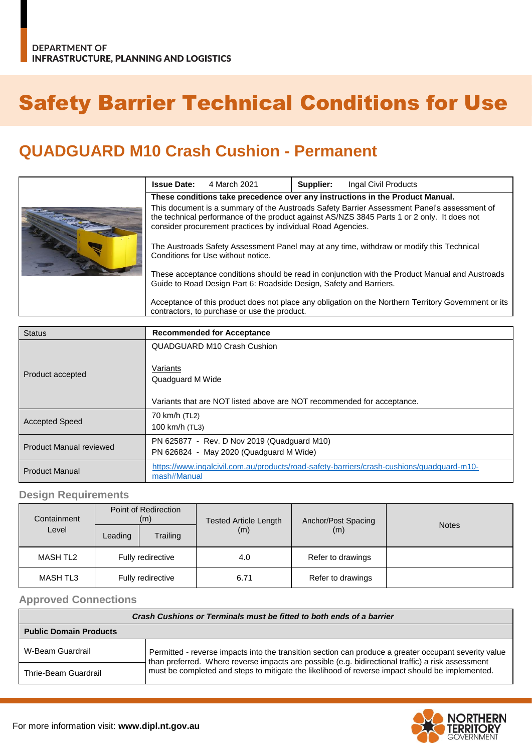DEPARTMENT OF
INFRASTRUCTURE, PLANNING AND LOGISTICS

# Safety Barrier Technical Conditions for Use

## QUADGUARD M10 Crash Cushion - Permanent

| | | |
|---|---|---|
| **Issue Date:** 4 March 2021 | **Supplier:** Ingal Civil Products | |

**These conditions take precedence over any instructions in the Product Manual.**

This document is a summary of the Austroads Safety Barrier Assessment Panel's assessment of the technical performance of the product against AS/NZS 3845 Parts 1 or 2 only. It does not consider procurement practices by individual Road Agencies.

The Austroads Safety Assessment Panel may at any time, withdraw or modify this Technical Conditions for Use without notice.

These acceptance conditions should be read in conjunction with the Product Manual and Austroads Guide to Road Design Part 6: Roadside Design, Safety and Barriers.

Acceptance of this product does not place any obligation on the Northern Territory Government or its contractors, to purchase or use the product.

| Status | **Recommended for Acceptance** |
|---|---|
| Product accepted | QUADGUARD M10 Crash Cushion<br><br>Variants<br>Quadguard M Wide<br><br>Variants that are NOT listed above are NOT recommended for acceptance. |
| Accepted Speed | 70 km/h (TL2)<br>100 km/h (TL3) |
| Product Manual reviewed | PN 625877 - Rev. D Nov 2019 (Quadguard M10)<br>PN 626824 - May 2020 (Quadguard M Wide) |
| Product Manual | https://www.ingalcivil.com.au/products/road-safety-barriers/crash-cushions/quadguard-m10-mash#Manual |

### Design Requirements

| Containment Level | Point of Redirection (m) | | Tested Article Length (m) | Anchor/Post Spacing (m) | Notes |
|---|---|---|---|---|---|
| | Leading | Trailing | | | |
| MASH TL2 | Fully redirective | | 4.0 | Refer to drawings | |
| MASH TL3 | Fully redirective | | 6.71 | Refer to drawings | |

### Approved Connections

| ***Crash Cushions or Terminals must be fitted to both ends of a barrier*** | |
|---|---|
| **Public Domain Products** | |
| W-Beam Guardrail | Permitted - reverse impacts into the transition section can produce a greater occupant severity value than preferred. Where reverse impacts are possible (e.g. bidirectional traffic) a risk assessment must be completed and steps to mitigate the likelihood of reverse impact should be implemented. |
| Thrie-Beam Guardrail | |

For more information visit: **www.dipl.nt.gov.au**

NORTHERN TERRITORY GOVERNMENT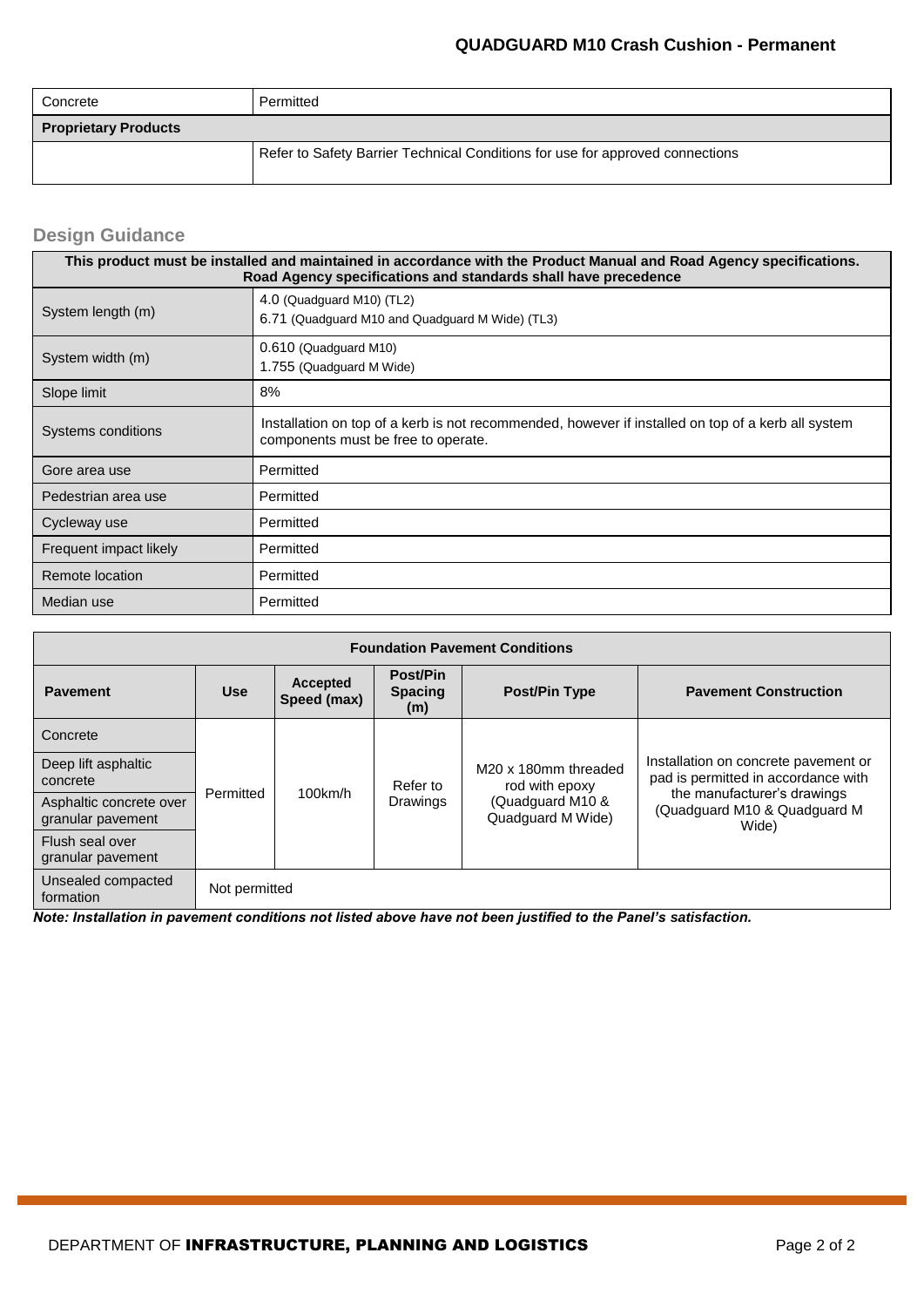| | |
|---|---|
| Concrete | Permitted |
| **Proprietary Products** | |
| | Refer to Safety Barrier Technical Conditions for use for approved connections |

## Design Guidance

| **This product must be installed and maintained in accordance with the Product Manual and Road Agency specifications. Road Agency specifications and standards shall have precedence** | |
|---|---|
| System length (m) | 4.0 (Quadguard M10) (TL2)<br>6.71 (Quadguard M10 and Quadguard M Wide) (TL3) |
| System width (m) | 0.610 (Quadguard M10)<br>1.755 (Quadguard M Wide) |
| Slope limit | 8% |
| Systems conditions | Installation on top of a kerb is not recommended, however if installed on top of a kerb all system components must be free to operate. |
| Gore area use | Permitted |
| Pedestrian area use | Permitted |
| Cycleway use | Permitted |
| Frequent impact likely | Permitted |
| Remote location | Permitted |
| Median use | Permitted |

| **Foundation Pavement Conditions** | | | | | |
|---|---|---|---|---|---|
| **Pavement** | **Use** | **Accepted Speed (max)** | **Post/Pin Spacing (m)** | **Post/Pin Type** | **Pavement Construction** |
| Concrete | Permitted | 100km/h | Refer to Drawings | M20 x 180mm threaded rod with epoxy (Quadguard M10 & Quadguard M Wide) | Installation on concrete pavement or pad is permitted in accordance with the manufacturer's drawings (Quadguard M10 & Quadguard M Wide) |
| Deep lift asphaltic concrete | Permitted | 100km/h | Refer to Drawings | M20 x 180mm threaded rod with epoxy (Quadguard M10 & Quadguard M Wide) | Installation on concrete pavement or pad is permitted in accordance with the manufacturer's drawings (Quadguard M10 & Quadguard M Wide) |
| Asphaltic concrete over granular pavement | Permitted | 100km/h | Refer to Drawings | M20 x 180mm threaded rod with epoxy (Quadguard M10 & Quadguard M Wide) | Installation on concrete pavement or pad is permitted in accordance with the manufacturer's drawings (Quadguard M10 & Quadguard M Wide) |
| Flush seal over granular pavement | Permitted | 100km/h | Refer to Drawings | M20 x 180mm threaded rod with epoxy (Quadguard M10 & Quadguard M Wide) | Installation on concrete pavement or pad is permitted in accordance with the manufacturer's drawings (Quadguard M10 & Quadguard M Wide) |
| Unsealed compacted formation | Not permitted | | | | |

***Note: Installation in pavement conditions not listed above have not been justified to the Panel's satisfaction.***

DEPARTMENT OF **INFRASTRUCTURE, PLANNING AND LOGISTICS**